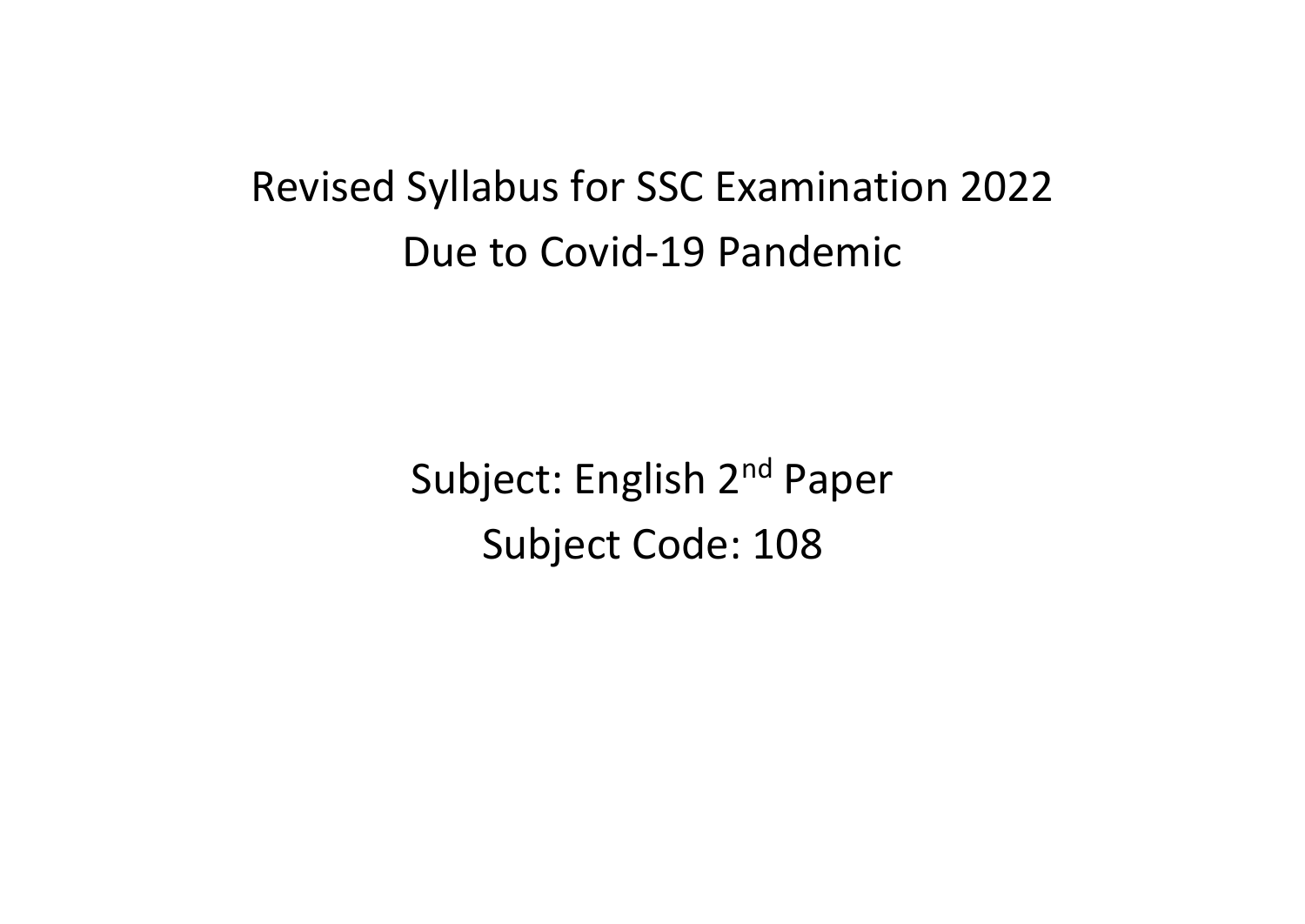# Revised Syllabus for SSC Examination 2022
# Due to Covid-19 Pandemic

## Subject: English 2nd Paper
## Subject Code: 108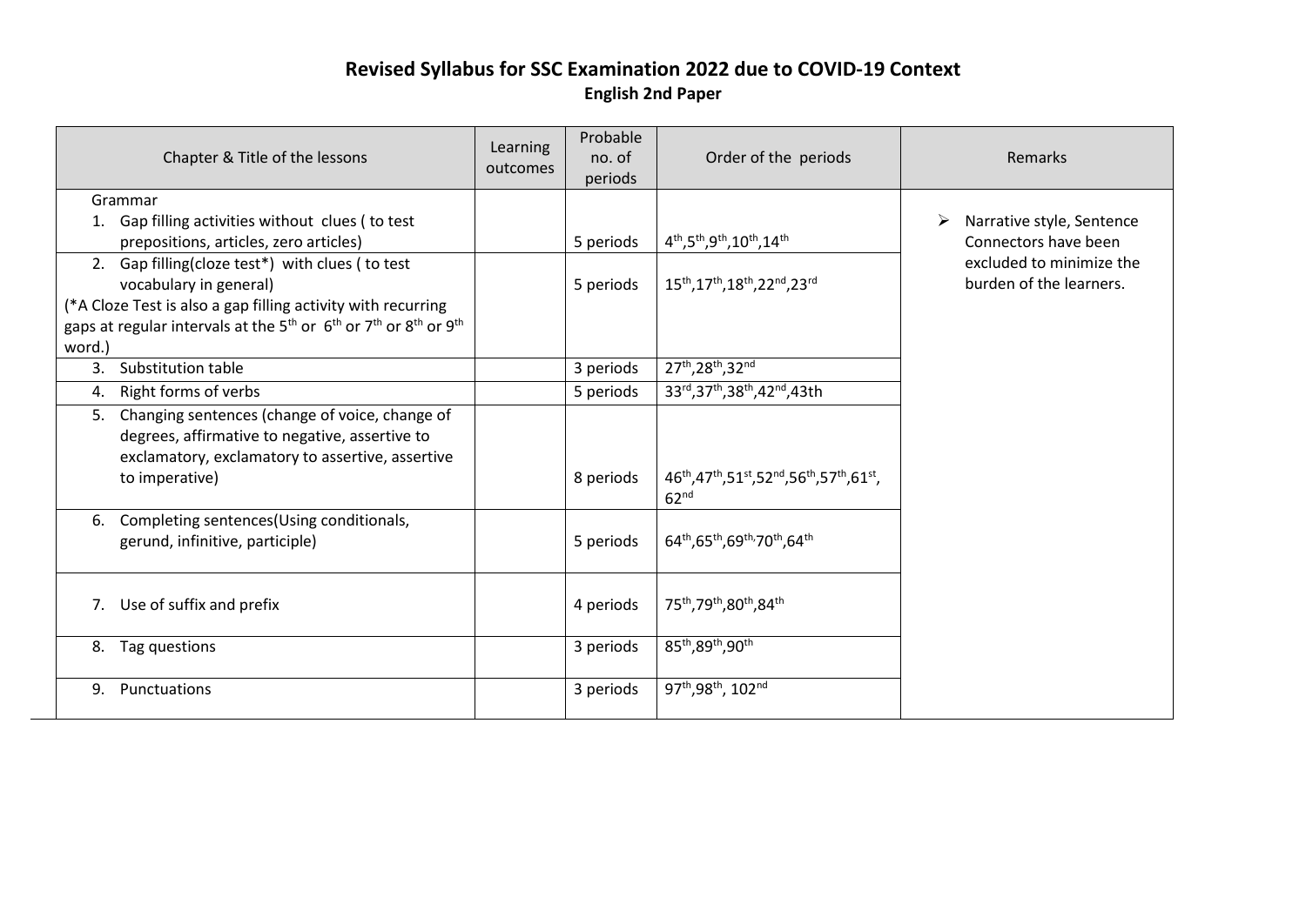# Revised Syllabus for SSC Examination 2022 due to COVID-19 Context

## English 2nd Paper

| Chapter & Title of the lessons | Learning outcomes | Probable no. of periods | Order of the periods | Remarks |
|---|---|---|---|---|
| Grammar<br>1. Gap filling activities without clues ( to test prepositions, articles, zero articles) | | 5 periods | 4th,5th,9th,10th,14th | ➢ Narrative style, Sentence Connectors have been excluded to minimize the burden of the learners. |
| 2. Gap filling(cloze test*) with clues ( to test vocabulary in general)<br>(*A Cloze Test is also a gap filling activity with recurring gaps at regular intervals at the 5th or 6th or 7th or 8th or 9th word.) | | 5 periods | 15th,17th,18th,22nd,23rd | |
| 3. Substitution table | | 3 periods | 27th,28th,32nd | |
| 4. Right forms of verbs | | 5 periods | 33rd,37th,38th,42nd,43th | |
| 5. Changing sentences (change of voice, change of degrees, affirmative to negative, assertive to exclamatory, exclamatory to assertive, assertive to imperative) | | 8 periods | 46th,47th,51st,52nd,56th,57th,61st, 62nd | |
| 6. Completing sentences(Using conditionals, gerund, infinitive, participle) | | 5 periods | 64th,65th,69th,70th,64th | |
| 7. Use of suffix and prefix | | 4 periods | 75th,79th,80th,84th | |
| 8. Tag questions | | 3 periods | 85th,89th,90th | |
| 9. Punctuations | | 3 periods | 97th,98th, 102nd | |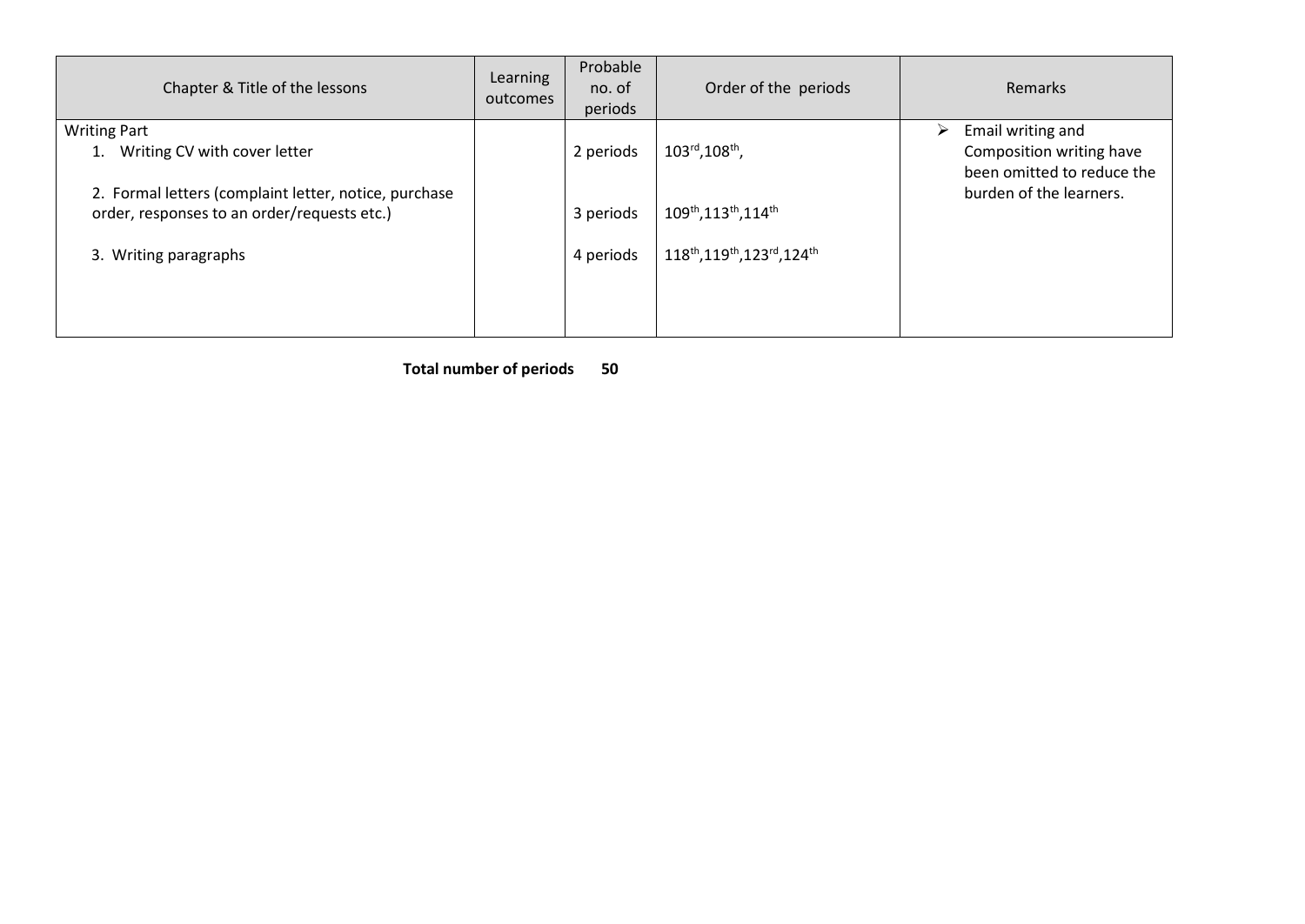| Chapter & Title of the lessons | Learning outcomes | Probable no. of periods | Order of the periods | Remarks |
|---|---|---|---|---|
| Writing Part<br>1. Writing CV with cover letter<br><br>2. Formal letters (complaint letter, notice, purchase order, responses to an order/requests etc.)<br><br>3. Writing paragraphs | | 2 periods<br><br><br>3 periods<br><br>4 periods | 103rd,108th,<br><br><br>109th,113th,114th<br><br>118th,119th,123rd,124th | ➢ Email writing and Composition writing have been omitted to reduce the burden of the learners. |

**Total number of periods 50**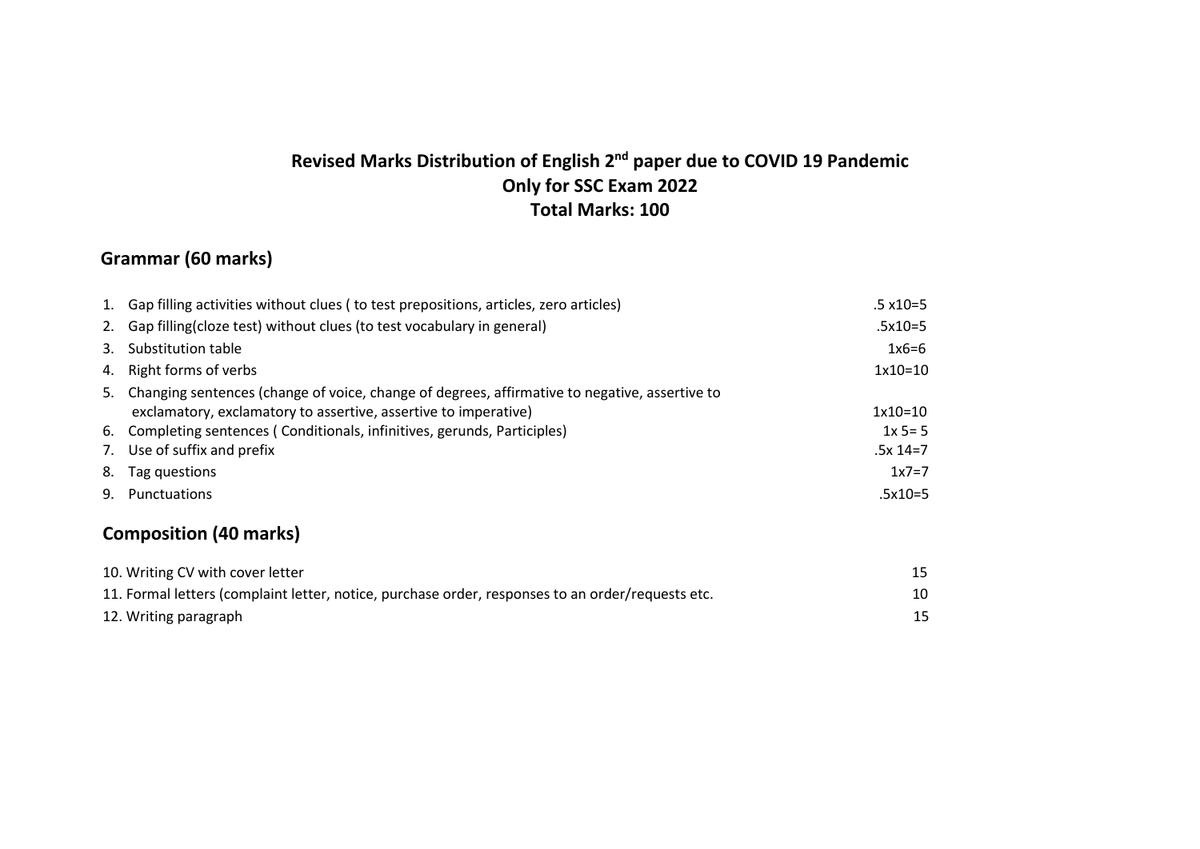## Revised Marks Distribution of English 2nd paper due to COVID 19 Pandemic
## Only for SSC Exam 2022
## Total Marks: 100

### Grammar (60 marks)

| | | |
|---|---|---|
| 1. | Gap filling activities without clues ( to test prepositions, articles, zero articles) | .5 x10=5 |
| 2. | Gap filling(cloze test) without clues (to test vocabulary in general) | .5x10=5 |
| 3. | Substitution table | 1x6=6 |
| 4. | Right forms of verbs | 1x10=10 |
| 5. | Changing sentences (change of voice, change of degrees, affirmative to negative, assertive to exclamatory, exclamatory to assertive, assertive to imperative) | 1x10=10 |
| 6. | Completing sentences ( Conditionals, infinitives, gerunds, Participles) | 1x 5= 5 |
| 7. | Use of suffix and prefix | .5x 14=7 |
| 8. | Tag questions | 1x7=7 |
| 9. | Punctuations | .5x10=5 |

### Composition (40 marks)

| | |
|---|---|
| 10. Writing CV with cover letter | 15 |
| 11. Formal letters (complaint letter, notice, purchase order, responses to an order/requests etc. | 10 |
| 12. Writing paragraph | 15 |